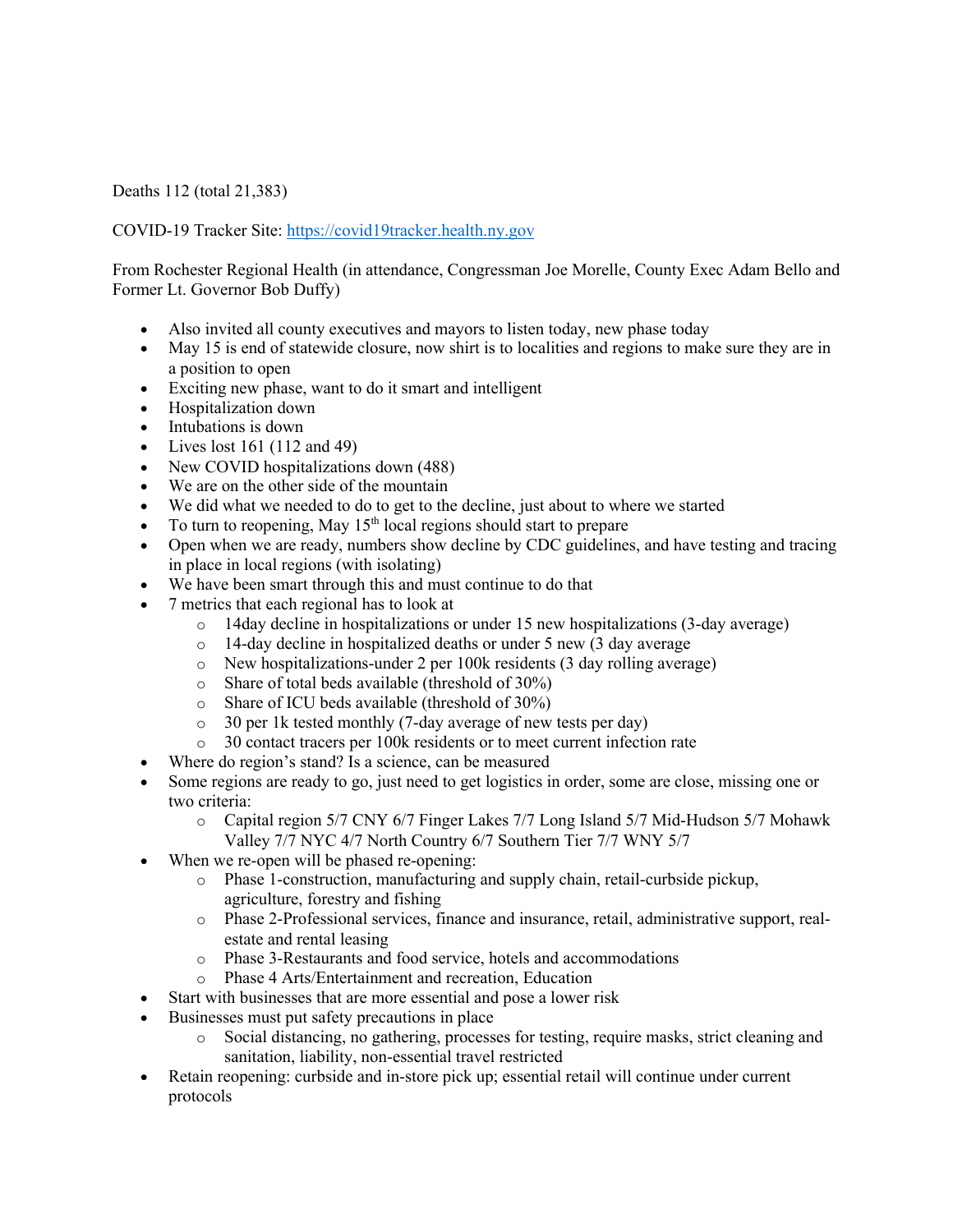Deaths 112 (total 21,383)

COVID-19 Tracker Site: [https://covid19tracker.health.ny.gov](https://covid19tracker.health.ny.gov)

From Rochester Regional Health (in attendance, Congressman Joe Morelle, County Exec Adam Bello and Former Lt. Governor Bob Duffy)

- Also invited all county executives and mayors to listen today, new phase today
- May 15 is end of statewide closure, now shirt is to localities and regions to make sure they are in a position to open
- Exciting new phase, want to do it smart and intelligent
- Hospitalization down
- Intubations is down
- Lives lost 161 (112 and 49)
- New COVID hospitalizations down (488)
- We are on the other side of the mountain
- We did what we needed to do to get to the decline, just about to where we started
- To turn to reopening, May 15th local regions should start to prepare
- Open when we are ready, numbers show decline by CDC guidelines, and have testing and tracing in place in local regions (with isolating)
- We have been smart through this and must continue to do that
- 7 metrics that each regional has to look at
  - 14day decline in hospitalizations or under 15 new hospitalizations (3-day average)
  - 14-day decline in hospitalized deaths or under 5 new (3 day average
  - New hospitalizations-under 2 per 100k residents (3 day rolling average)
  - Share of total beds available (threshold of 30%)
  - Share of ICU beds available (threshold of 30%)
  - 30 per 1k tested monthly (7-day average of new tests per day)
  - 30 contact tracers per 100k residents or to meet current infection rate
- Where do region's stand? Is a science, can be measured
- Some regions are ready to go, just need to get logistics in order, some are close, missing one or two criteria:
  - Capital region 5/7 CNY 6/7 Finger Lakes 7/7 Long Island 5/7 Mid-Hudson 5/7 Mohawk Valley 7/7 NYC 4/7 North Country 6/7 Southern Tier 7/7 WNY 5/7
- When we re-open will be phased re-opening:
  - Phase 1-construction, manufacturing and supply chain, retail-curbside pickup, agriculture, forestry and fishing
  - Phase 2-Professional services, finance and insurance, retail, administrative support, real-estate and rental leasing
  - Phase 3-Restaurants and food service, hotels and accommodations
  - Phase 4 Arts/Entertainment and recreation, Education
- Start with businesses that are more essential and pose a lower risk
- Businesses must put safety precautions in place
  - Social distancing, no gathering, processes for testing, require masks, strict cleaning and sanitation, liability, non-essential travel restricted
- Retain reopening: curbside and in-store pick up; essential retail will continue under current protocols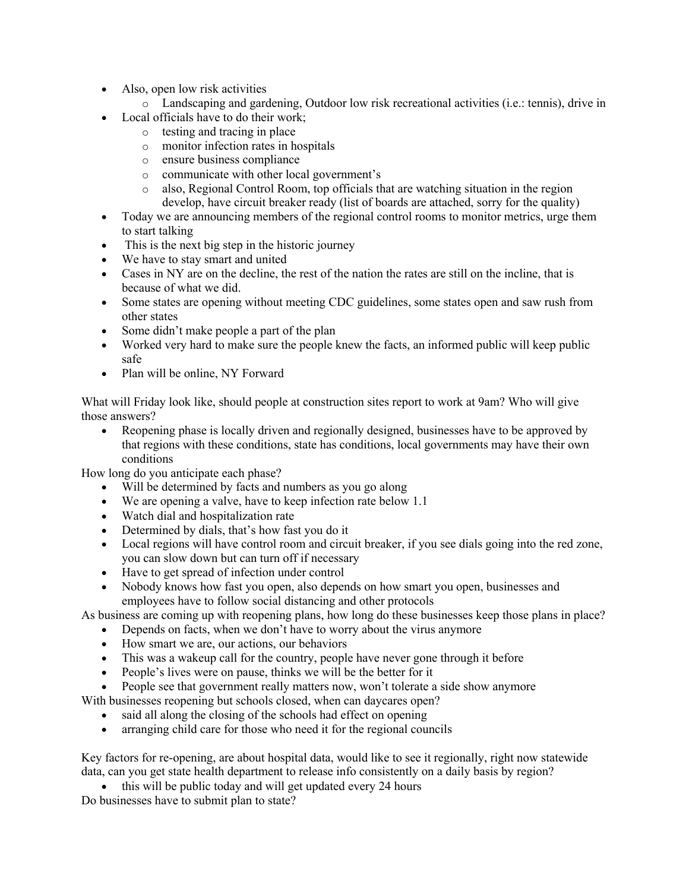- Also, open low risk activities
  - Landscaping and gardening, Outdoor low risk recreational activities (i.e.: tennis), drive in
- Local officials have to do their work;
  - testing and tracing in place
  - monitor infection rates in hospitals
  - ensure business compliance
  - communicate with other local government's
  - also, Regional Control Room, top officials that are watching situation in the region develop, have circuit breaker ready (list of boards are attached, sorry for the quality)
- Today we are announcing members of the regional control rooms to monitor metrics, urge them to start talking
- This is the next big step in the historic journey
- We have to stay smart and united
- Cases in NY are on the decline, the rest of the nation the rates are still on the incline, that is because of what we did.
- Some states are opening without meeting CDC guidelines, some states open and saw rush from other states
- Some didn't make people a part of the plan
- Worked very hard to make sure the people knew the facts, an informed public will keep public safe
- Plan will be online, NY Forward

What will Friday look like, should people at construction sites report to work at 9am? Who will give those answers?

- Reopening phase is locally driven and regionally designed, businesses have to be approved by that regions with these conditions, state has conditions, local governments may have their own conditions

How long do you anticipate each phase?

- Will be determined by facts and numbers as you go along
- We are opening a valve, have to keep infection rate below 1.1
- Watch dial and hospitalization rate
- Determined by dials, that's how fast you do it
- Local regions will have control room and circuit breaker, if you see dials going into the red zone, you can slow down but can turn off if necessary
- Have to get spread of infection under control
- Nobody knows how fast you open, also depends on how smart you open, businesses and employees have to follow social distancing and other protocols

As business are coming up with reopening plans, how long do these businesses keep those plans in place?

- Depends on facts, when we don't have to worry about the virus anymore
- How smart we are, our actions, our behaviors
- This was a wakeup call for the country, people have never gone through it before
- People's lives were on pause, thinks we will be the better for it
- People see that government really matters now, won't tolerate a side show anymore

With businesses reopening but schools closed, when can daycares open?

- said all along the closing of the schools had effect on opening
- arranging child care for those who need it for the regional councils

Key factors for re-opening, are about hospital data, would like to see it regionally, right now statewide data, can you get state health department to release info consistently on a daily basis by region?

- this will be public today and will get updated every 24 hours

Do businesses have to submit plan to state?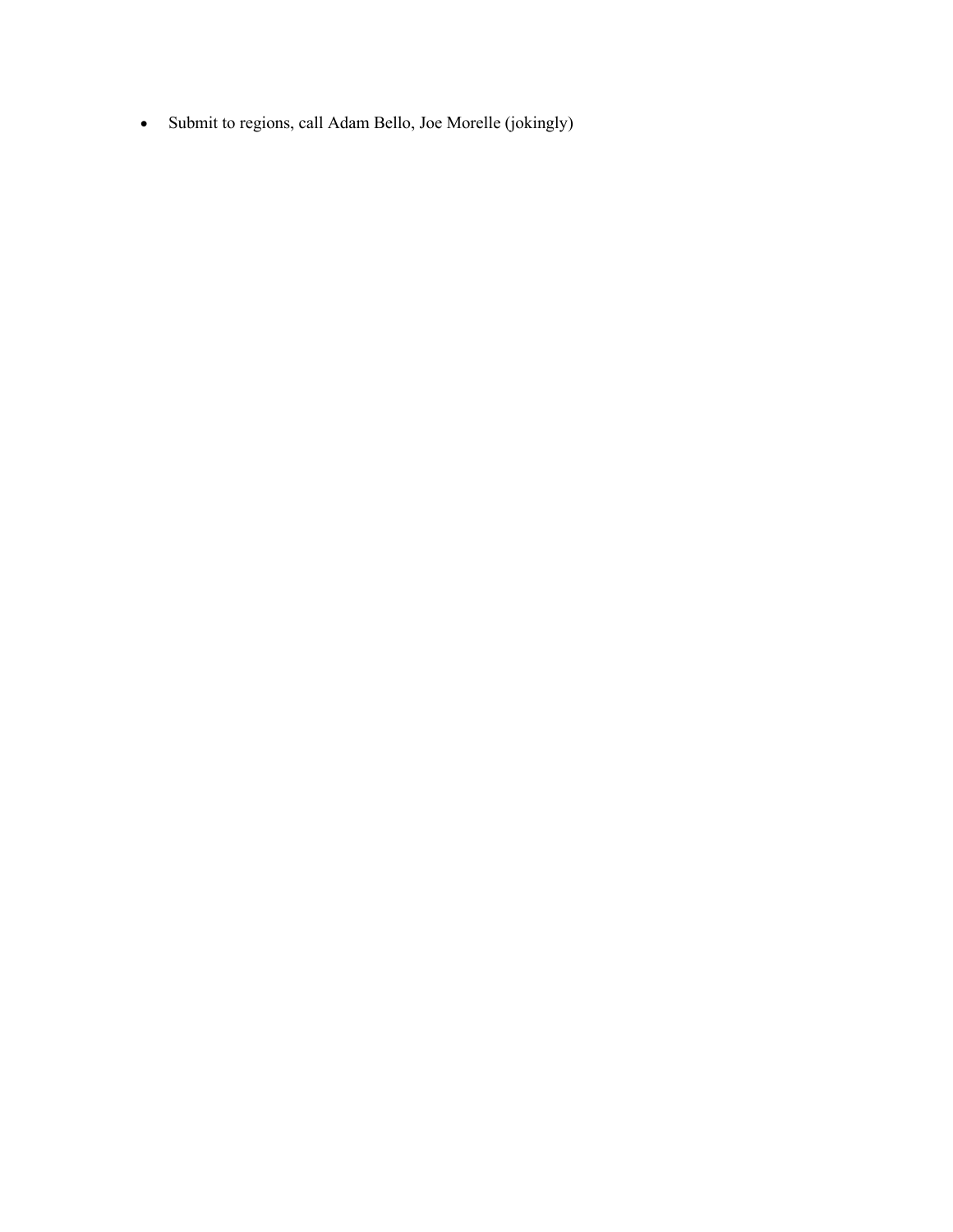- Submit to regions, call Adam Bello, Joe Morelle (jokingly)